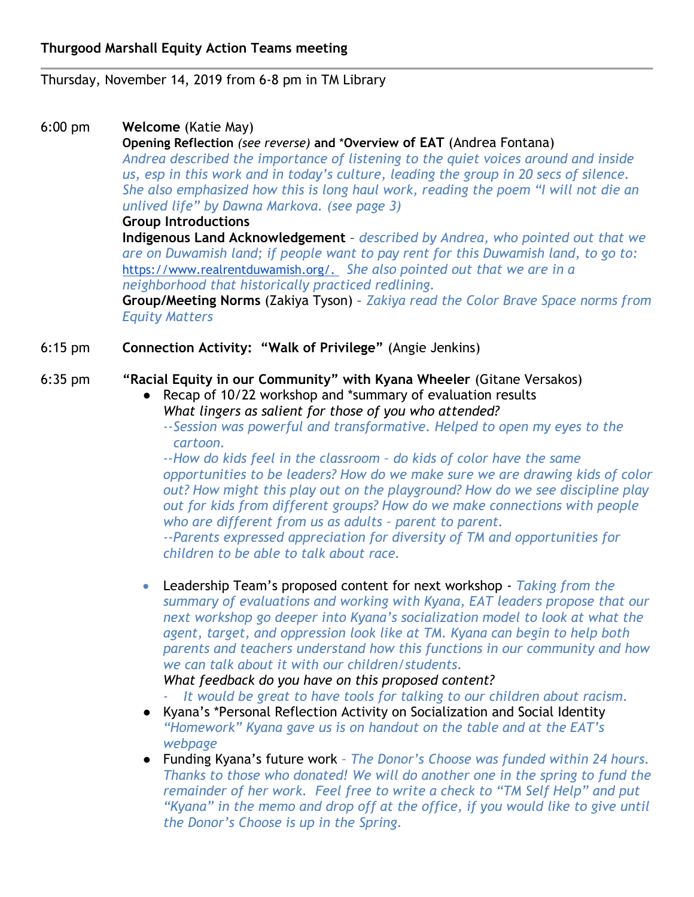**Thurgood Marshall Equity Action Teams meeting**

---

Thursday, November 14, 2019 from 6-8 pm in TM Library

6:00 pm **Welcome** (Katie May)

**Opening Reflection** *(see reverse)* **and *Overview of EAT** (Andrea Fontana)

*Andrea described the importance of listening to the quiet voices around and inside us, esp in this work and in today's culture, leading the group in 20 secs of silence. She also emphasized how this is long haul work, reading the poem "I will not die an unlived life" by Dawna Markova. (see page 3)*

**Group Introductions**

**Indigenous Land Acknowledgement** – *described by Andrea, who pointed out that we are on Duwamish land; if people want to pay rent for this Duwamish land, to go to:* https://www.realrentduwamish.org/. *She also pointed out that we are in a neighborhood that historically practiced redlining.*

**Group/Meeting Norms** (Zakiya Tyson) – *Zakiya read the Color Brave Space norms from Equity Matters*

6:15 pm **Connection Activity: "Walk of Privilege"** (Angie Jenkins)

6:35 pm **"Racial Equity in our Community" with Kyana Wheeler** (Gitane Versakos)

- Recap of 10/22 workshop and *summary of evaluation results
  *What lingers as salient for those of you who attended?*
  *--Session was powerful and transformative. Helped to open my eyes to the cartoon.*
  *--How do kids feel in the classroom – do kids of color have the same opportunities to be leaders? How do we make sure we are drawing kids of color out? How might this play out on the playground? How do we see discipline play out for kids from different groups? How do we make connections with people who are different from us as adults – parent to parent.*
  *--Parents expressed appreciation for diversity of TM and opportunities for children to be able to talk about race.*

- Leadership Team's proposed content for next workshop - *Taking from the summary of evaluations and working with Kyana, EAT leaders propose that our next workshop go deeper into Kyana's socialization model to look at what the agent, target, and oppression look like at TM. Kyana can begin to help both parents and teachers understand how this functions in our community and how we can talk about it with our children/students.*
  *What feedback do you have on this proposed content?*
  - *It would be great to have tools for talking to our children about racism.*
- Kyana's *Personal Reflection Activity on Socialization and Social Identity
  *"Homework" Kyana gave us is on handout on the table and at the EAT's webpage*
- Funding Kyana's future work – *The Donor's Choose was funded within 24 hours. Thanks to those who donated! We will do another one in the spring to fund the remainder of her work. Feel free to write a check to "TM Self Help" and put "Kyana" in the memo and drop off at the office, if you would like to give until the Donor's Choose is up in the Spring.*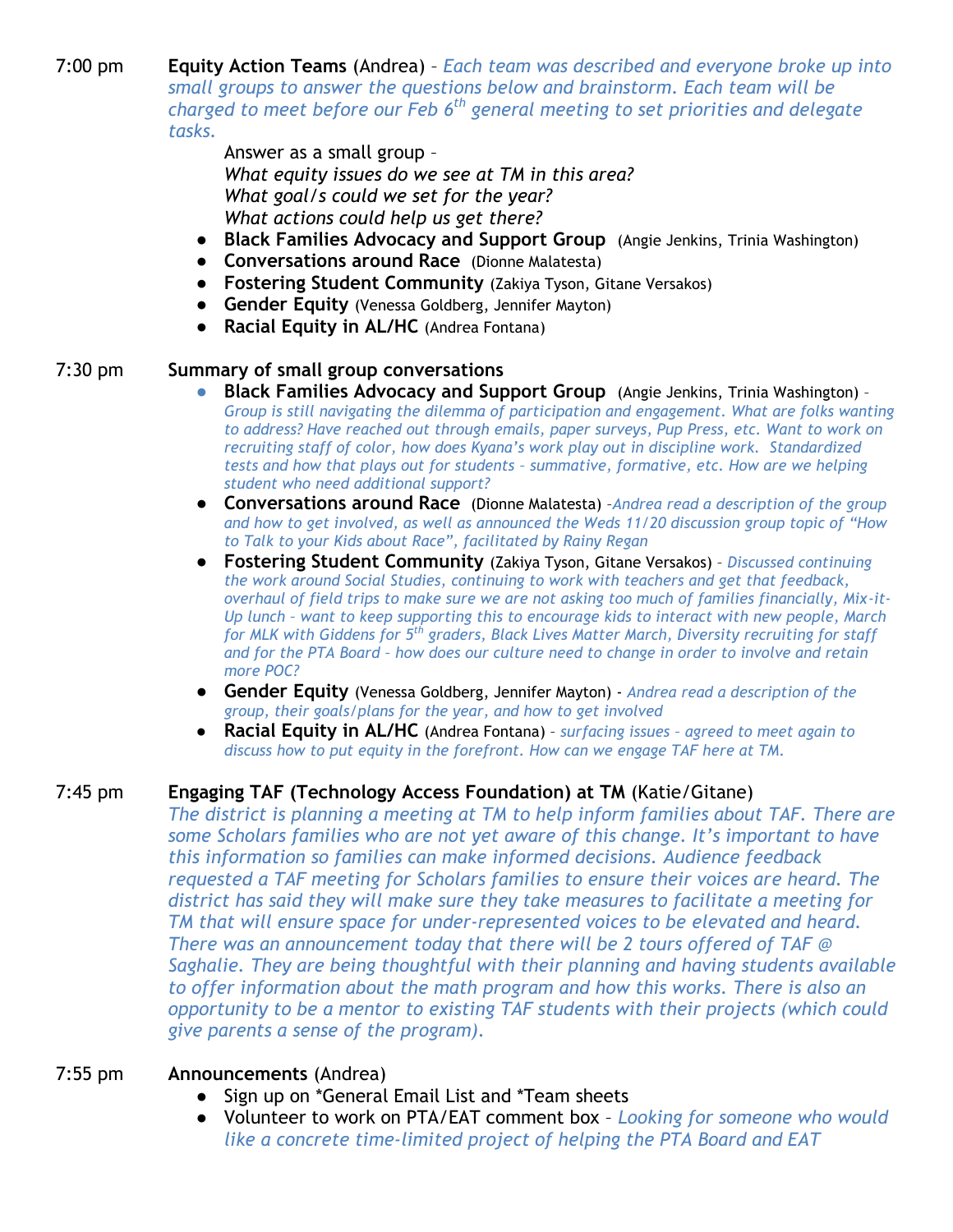7:00 pm **Equity Action Teams** (Andrea) – *Each team was described and everyone broke up into small groups to answer the questions below and brainstorm. Each team will be charged to meet before our Feb 6th general meeting to set priorities and delegate tasks.*

Answer as a small group –
*What equity issues do we see at TM in this area?*
*What goal/s could we set for the year?*
*What actions could help us get there?*

- **Black Families Advocacy and Support Group** (Angie Jenkins, Trinia Washington)
- **Conversations around Race** (Dionne Malatesta)
- **Fostering Student Community** (Zakiya Tyson, Gitane Versakos)
- **Gender Equity** (Venessa Goldberg, Jennifer Mayton)
- **Racial Equity in AL/HC** (Andrea Fontana)

7:30 pm **Summary of small group conversations**

- **Black Families Advocacy and Support Group** (Angie Jenkins, Trinia Washington) – *Group is still navigating the dilemma of participation and engagement. What are folks wanting to address? Have reached out through emails, paper surveys, Pup Press, etc. Want to work on recruiting staff of color, how does Kyana's work play out in discipline work. Standardized tests and how that plays out for students – summative, formative, etc. How are we helping student who need additional support?*
- **Conversations around Race** (Dionne Malatesta) –*Andrea read a description of the group and how to get involved, as well as announced the Weds 11/20 discussion group topic of "How to Talk to your Kids about Race", facilitated by Rainy Regan*
- **Fostering Student Community** (Zakiya Tyson, Gitane Versakos) – *Discussed continuing the work around Social Studies, continuing to work with teachers and get that feedback, overhaul of field trips to make sure we are not asking too much of families financially, Mix-it-Up lunch – want to keep supporting this to encourage kids to interact with new people, March for MLK with Giddens for 5th graders, Black Lives Matter March, Diversity recruiting for staff and for the PTA Board – how does our culture need to change in order to involve and retain more POC?*
- **Gender Equity** (Venessa Goldberg, Jennifer Mayton) - *Andrea read a description of the group, their goals/plans for the year, and how to get involved*
- **Racial Equity in AL/HC** (Andrea Fontana) – *surfacing issues – agreed to meet again to discuss how to put equity in the forefront. How can we engage TAF here at TM.*

7:45 pm **Engaging TAF (Technology Access Foundation) at TM** (Katie/Gitane)
*The district is planning a meeting at TM to help inform families about TAF. There are some Scholars families who are not yet aware of this change. It's important to have this information so families can make informed decisions. Audience feedback requested a TAF meeting for Scholars families to ensure their voices are heard. The district has said they will make sure they take measures to facilitate a meeting for TM that will ensure space for under-represented voices to be elevated and heard. There was an announcement today that there will be 2 tours offered of TAF @ Saghalie. They are being thoughtful with their planning and having students available to offer information about the math program and how this works. There is also an opportunity to be a mentor to existing TAF students with their projects (which could give parents a sense of the program).*

7:55 pm **Announcements** (Andrea)

- Sign up on *General Email List and *Team sheets
- Volunteer to work on PTA/EAT comment box – *Looking for someone who would like a concrete time-limited project of helping the PTA Board and EAT*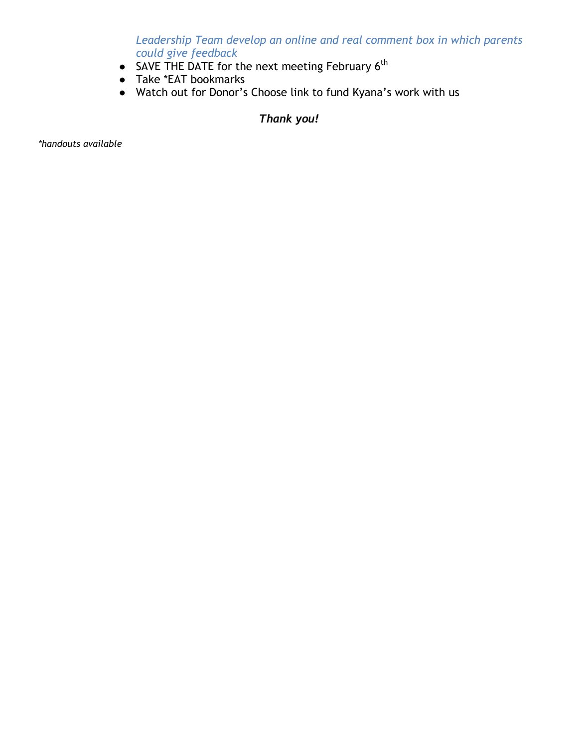*Leadership Team develop an online and real comment box in which parents could give feedback*

- SAVE THE DATE for the next meeting February 6th
- Take *EAT bookmarks
- Watch out for Donor's Choose link to fund Kyana's work with us

***Thank you!***

**handouts available*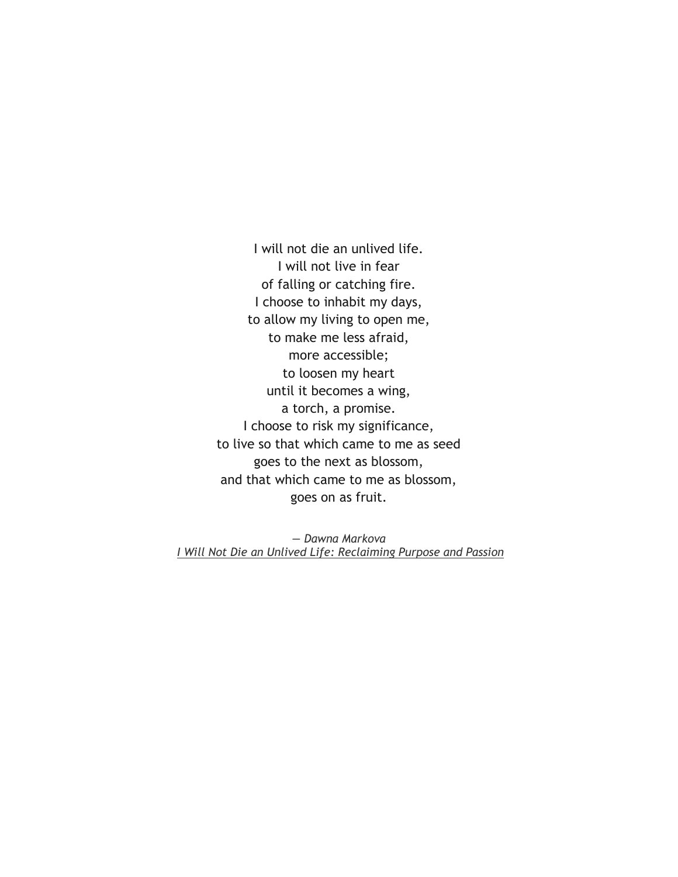I will not die an unlived life.
I will not live in fear
of falling or catching fire.
I choose to inhabit my days,
to allow my living to open me,
to make me less afraid,
more accessible;
to loosen my heart
until it becomes a wing,
a torch, a promise.
I choose to risk my significance,
to live so that which came to me as seed
goes to the next as blossom,
and that which came to me as blossom,
goes on as fruit.

*— Dawna Markova*
*I Will Not Die an Unlived Life: Reclaiming Purpose and Passion*